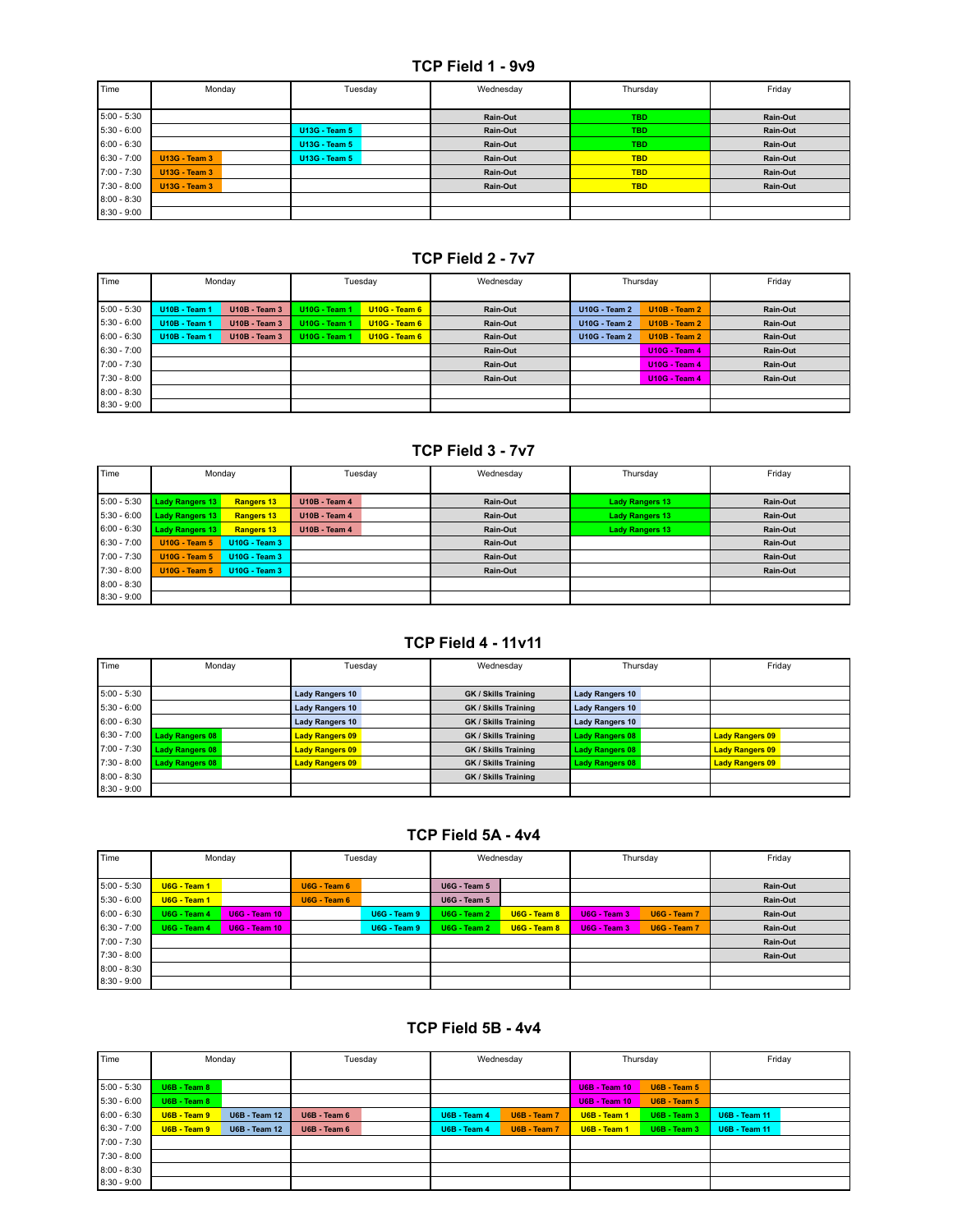## TCP Field 1 - 9v9

| Time | Monday | Tuesday | Wednesday | Thursday | Friday |
|---|---|---|---|---|---|
| 5:00 - 5:30 | | | Rain-Out | TBD | Rain-Out |
| 5:30 - 6:00 | | U13G - Team 5 | Rain-Out | TBD | Rain-Out |
| 6:00 - 6:30 | | U13G - Team 5 | Rain-Out | TBD | Rain-Out |
| 6:30 - 7:00 | U13G - Team 3 | U13G - Team 5 | Rain-Out | TBD | Rain-Out |
| 7:00 - 7:30 | U13G - Team 3 | | Rain-Out | TBD | Rain-Out |
| 7:30 - 8:00 | U13G - Team 3 | | Rain-Out | TBD | Rain-Out |
| 8:00 - 8:30 | | | | | |
| 8:30 - 9:00 | | | | | |

## TCP Field 2 - 7v7

| Time | Monday | | Tuesday | | Wednesday | Thursday | | Friday |
|---|---|---|---|---|---|---|---|---|
| 5:00 - 5:30 | U10B - Team 1 | U10B - Team 3 | U10G - Team 1 | U10G - Team 6 | Rain-Out | U10G - Team 2 | U10B - Team 2 | Rain-Out |
| 5:30 - 6:00 | U10B - Team 1 | U10B - Team 3 | U10G - Team 1 | U10G - Team 6 | Rain-Out | U10G - Team 2 | U10B - Team 2 | Rain-Out |
| 6:00 - 6:30 | U10B - Team 1 | U10B - Team 3 | U10G - Team 1 | U10G - Team 6 | Rain-Out | U10G - Team 2 | U10B - Team 2 | Rain-Out |
| 6:30 - 7:00 | | | | | Rain-Out | | U10G - Team 4 | Rain-Out |
| 7:00 - 7:30 | | | | | Rain-Out | | U10G - Team 4 | Rain-Out |
| 7:30 - 8:00 | | | | | Rain-Out | | U10G - Team 4 | Rain-Out |
| 8:00 - 8:30 | | | | | | | | |
| 8:30 - 9:00 | | | | | | | | |

## TCP Field 3 - 7v7

| Time | Monday | | Tuesday | Wednesday | Thursday | Friday |
|---|---|---|---|---|---|---|
| 5:00 - 5:30 | Lady Rangers 13 | Rangers 13 | U10B - Team 4 | Rain-Out | Lady Rangers 13 | Rain-Out |
| 5:30 - 6:00 | Lady Rangers 13 | Rangers 13 | U10B - Team 4 | Rain-Out | Lady Rangers 13 | Rain-Out |
| 6:00 - 6:30 | Lady Rangers 13 | Rangers 13 | U10B - Team 4 | Rain-Out | Lady Rangers 13 | Rain-Out |
| 6:30 - 7:00 | U10G - Team 5 | U10G - Team 3 | | Rain-Out | | Rain-Out |
| 7:00 - 7:30 | U10G - Team 5 | U10G - Team 3 | | Rain-Out | | Rain-Out |
| 7:30 - 8:00 | U10G - Team 5 | U10G - Team 3 | | Rain-Out | | Rain-Out |
| 8:00 - 8:30 | | | | | | |
| 8:30 - 9:00 | | | | | | |

## TCP Field 4 - 11v11

| Time | Monday | Tuesday | Wednesday | Thursday | Friday |
|---|---|---|---|---|---|
| 5:00 - 5:30 | | Lady Rangers 10 | GK / Skills Training | Lady Rangers 10 | |
| 5:30 - 6:00 | | Lady Rangers 10 | GK / Skills Training | Lady Rangers 10 | |
| 6:00 - 6:30 | | Lady Rangers 10 | GK / Skills Training | Lady Rangers 10 | |
| 6:30 - 7:00 | Lady Rangers 08 | Lady Rangers 09 | GK / Skills Training | Lady Rangers 08 | Lady Rangers 09 |
| 7:00 - 7:30 | Lady Rangers 08 | Lady Rangers 09 | GK / Skills Training | Lady Rangers 08 | Lady Rangers 09 |
| 7:30 - 8:00 | Lady Rangers 08 | Lady Rangers 09 | GK / Skills Training | Lady Rangers 08 | Lady Rangers 09 |
| 8:00 - 8:30 | | | GK / Skills Training | | |
| 8:30 - 9:00 | | | | | |

## TCP Field 5A - 4v4

| Time | Monday | | Tuesday | | Wednesday | | Thursday | | Friday |
|---|---|---|---|---|---|---|---|---|---|
| 5:00 - 5:30 | U6G - Team 1 | | U6G - Team 6 | | U6G - Team 5 | | | | Rain-Out |
| 5:30 - 6:00 | U6G - Team 1 | | U6G - Team 6 | | U6G - Team 5 | | | | Rain-Out |
| 6:00 - 6:30 | U6G - Team 4 | U6G - Team 10 | | U6G - Team 9 | U6G - Team 2 | U6G - Team 8 | U6G - Team 3 | U6G - Team 7 | Rain-Out |
| 6:30 - 7:00 | U6G - Team 4 | U6G - Team 10 | | U6G - Team 9 | U6G - Team 2 | U6G - Team 8 | U6G - Team 3 | U6G - Team 7 | Rain-Out |
| 7:00 - 7:30 | | | | | | | | | Rain-Out |
| 7:30 - 8:00 | | | | | | | | | Rain-Out |
| 8:00 - 8:30 | | | | | | | | | |
| 8:30 - 9:00 | | | | | | | | | |

## TCP Field 5B - 4v4

| Time | Monday | | Tuesday | Wednesday | | Thursday | | Friday |
|---|---|---|---|---|---|---|---|---|
| 5:00 - 5:30 | U6B - Team 8 | | | | | U6B - Team 10 | U6B - Team 5 | |
| 5:30 - 6:00 | U6B - Team 8 | | | | | U6B - Team 10 | U6B - Team 5 | |
| 6:00 - 6:30 | U6B - Team 9 | U6B - Team 12 | U6B - Team 6 | U6B - Team 4 | U6B - Team 7 | U6B - Team 1 | U6B - Team 3 | U6B - Team 11 |
| 6:30 - 7:00 | U6B - Team 9 | U6B - Team 12 | U6B - Team 6 | U6B - Team 4 | U6B - Team 7 | U6B - Team 1 | U6B - Team 3 | U6B - Team 11 |
| 7:00 - 7:30 | | | | | | | | |
| 7:30 - 8:00 | | | | | | | | |
| 8:00 - 8:30 | | | | | | | | |
| 8:30 - 9:00 | | | | | | | | |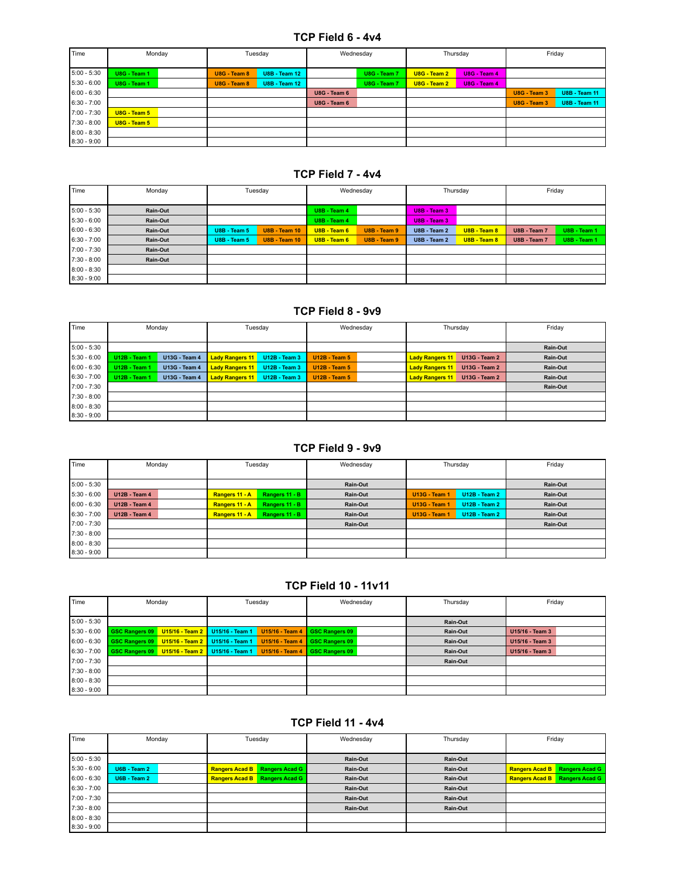## TCP Field 6 - 4v4

| Time | Monday | | Tuesday | | Wednesday | | Thursday | | Friday | |
|---|---|---|---|---|---|---|---|---|---|---|
| 5:00 - 5:30 | U8G - Team 1 | | U8G - Team 8 | U8B - Team 12 | | U8G - Team 7 | U8G - Team 2 | U8G - Team 4 | | |
| 5:30 - 6:00 | U8G - Team 1 | | U8G - Team 8 | U8B - Team 12 | | U8G - Team 7 | U8G - Team 2 | U8G - Team 4 | | |
| 6:00 - 6:30 | | | | | U8G - Team 6 | | | | U8G - Team 3 | U8B - Team 11 |
| 6:30 - 7:00 | | | | | U8G - Team 6 | | | | U8G - Team 3 | U8B - Team 11 |
| 7:00 - 7:30 | U8G - Team 5 | | | | | | | | | |
| 7:30 - 8:00 | U8G - Team 5 | | | | | | | | | |
| 8:00 - 8:30 | | | | | | | | | | |
| 8:30 - 9:00 | | | | | | | | | | |

## TCP Field 7 - 4v4

| Time | Monday | | Tuesday | | Wednesday | | Thursday | | Friday | |
|---|---|---|---|---|---|---|---|---|---|---|
| 5:00 - 5:30 | Rain-Out | | | | U8B - Team 4 | | U8B - Team 3 | | | |
| 5:30 - 6:00 | Rain-Out | | | | U8B - Team 4 | | U8B - Team 3 | | | |
| 6:00 - 6:30 | Rain-Out | | U8B - Team 5 | U8B - Team 10 | U8B - Team 6 | U8B - Team 9 | U8B - Team 2 | U8B - Team 8 | U8B - Team 7 | U8B - Team 1 |
| 6:30 - 7:00 | Rain-Out | | U8B - Team 5 | U8B - Team 10 | U8B - Team 6 | U8B - Team 9 | U8B - Team 2 | U8B - Team 8 | U8B - Team 7 | U8B - Team 1 |
| 7:00 - 7:30 | Rain-Out | | | | | | | | | |
| 7:30 - 8:00 | Rain-Out | | | | | | | | | |
| 8:00 - 8:30 | | | | | | | | | | |
| 8:30 - 9:00 | | | | | | | | | | |

## TCP Field 8 - 9v9

| Time | Monday | | Tuesday | | Wednesday | | Thursday | | Friday | |
|---|---|---|---|---|---|---|---|---|---|---|
| 5:00 - 5:30 | | | | | | | | | Rain-Out | |
| 5:30 - 6:00 | U12B - Team 1 | U13G - Team 4 | Lady Rangers 11 | U12B - Team 3 | U12B - Team 5 | | Lady Rangers 11 | U13G - Team 2 | Rain-Out | |
| 6:00 - 6:30 | U12B - Team 1 | U13G - Team 4 | Lady Rangers 11 | U12B - Team 3 | U12B - Team 5 | | Lady Rangers 11 | U13G - Team 2 | Rain-Out | |
| 6:30 - 7:00 | U12B - Team 1 | U13G - Team 4 | Lady Rangers 11 | U12B - Team 3 | U12B - Team 5 | | Lady Rangers 11 | U13G - Team 2 | Rain-Out | |
| 7:00 - 7:30 | | | | | | | | | Rain-Out | |
| 7:30 - 8:00 | | | | | | | | | | |
| 8:00 - 8:30 | | | | | | | | | | |
| 8:30 - 9:00 | | | | | | | | | | |

## TCP Field 9 - 9v9

| Time | Monday | | Tuesday | | Wednesday | | Thursday | | Friday | |
|---|---|---|---|---|---|---|---|---|---|---|
| 5:00 - 5:30 | | | | | Rain-Out | | | | Rain-Out | |
| 5:30 - 6:00 | U12B - Team 4 | | Rangers 11 - A | Rangers 11 - B | Rain-Out | | U13G - Team 1 | U12B - Team 2 | Rain-Out | |
| 6:00 - 6:30 | U12B - Team 4 | | Rangers 11 - A | Rangers 11 - B | Rain-Out | | U13G - Team 1 | U12B - Team 2 | Rain-Out | |
| 6:30 - 7:00 | U12B - Team 4 | | Rangers 11 - A | Rangers 11 - B | Rain-Out | | U13G - Team 1 | U12B - Team 2 | Rain-Out | |
| 7:00 - 7:30 | | | | | Rain-Out | | | | Rain-Out | |
| 7:30 - 8:00 | | | | | | | | | | |
| 8:00 - 8:30 | | | | | | | | | | |
| 8:30 - 9:00 | | | | | | | | | | |

## TCP Field 10 - 11v11

| Time | Monday | | Tuesday | | Wednesday | | Thursday | | Friday | |
|---|---|---|---|---|---|---|---|---|---|---|
| 5:00 - 5:30 | | | | | | | Rain-Out | | | |
| 5:30 - 6:00 | GSC Rangers 09 | U15/16 - Team 2 | U15/16 - Team 1 | U15/16 - Team 4 | GSC Rangers 09 | | Rain-Out | | U15/16 - Team 3 | |
| 6:00 - 6:30 | GSC Rangers 09 | U15/16 - Team 2 | U15/16 - Team 1 | U15/16 - Team 4 | GSC Rangers 09 | | Rain-Out | | U15/16 - Team 3 | |
| 6:30 - 7:00 | GSC Rangers 09 | U15/16 - Team 2 | U15/16 - Team 1 | U15/16 - Team 4 | GSC Rangers 09 | | Rain-Out | | U15/16 - Team 3 | |
| 7:00 - 7:30 | | | | | | | Rain-Out | | | |
| 7:30 - 8:00 | | | | | | | | | | |
| 8:00 - 8:30 | | | | | | | | | | |
| 8:30 - 9:00 | | | | | | | | | | |

## TCP Field 11 - 4v4

| Time | Monday | | Tuesday | | Wednesday | | Thursday | | Friday | |
|---|---|---|---|---|---|---|---|---|---|---|
| 5:00 - 5:30 | | | | | Rain-Out | | Rain-Out | | | |
| 5:30 - 6:00 | U6B - Team 2 | | Rangers Acad B | Rangers Acad G | Rain-Out | | Rain-Out | | Rangers Acad B | Rangers Acad G |
| 6:00 - 6:30 | U6B - Team 2 | | Rangers Acad B | Rangers Acad G | Rain-Out | | Rain-Out | | Rangers Acad B | Rangers Acad G |
| 6:30 - 7:00 | | | | | Rain-Out | | Rain-Out | | | |
| 7:00 - 7:30 | | | | | Rain-Out | | Rain-Out | | | |
| 7:30 - 8:00 | | | | | Rain-Out | | Rain-Out | | | |
| 8:00 - 8:30 | | | | | | | | | | |
| 8:30 - 9:00 | | | | | | | | | | |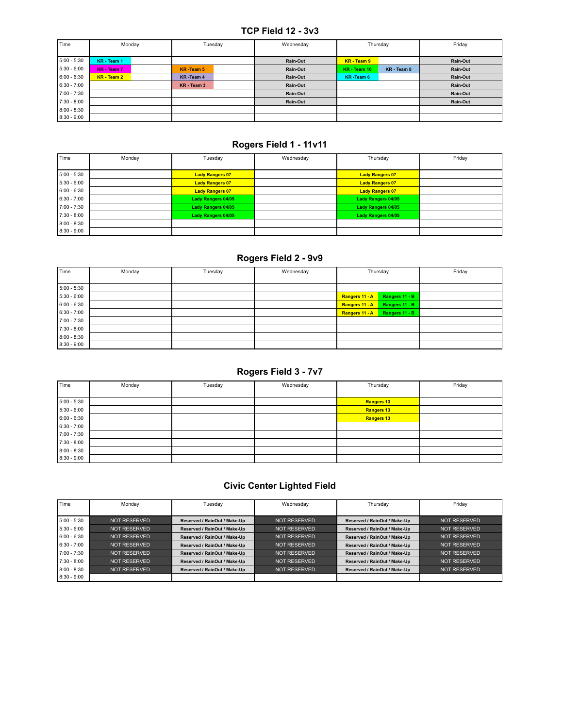## TCP Field 12 - 3v3

| Time | Monday | Tuesday | Wednesday | Thursday | Friday |
|---|---|---|---|---|---|
| 5:00 - 5:30 | KR - Team 1 | | Rain-Out | KR - Team 9 | Rain-Out |
| 5:30 - 6:00 | KR - Team 7 | KR -Team 5 | Rain-Out | KR - Team 10 / KR - Team 8 | Rain-Out |
| 6:00 - 6:30 | KR - Team 2 | KR -Team 4 | Rain-Out | KR -Team 6 | Rain-Out |
| 6:30 - 7:00 | | KR - Team 3 | Rain-Out | | Rain-Out |
| 7:00 - 7:30 | | | Rain-Out | | Rain-Out |
| 7:30 - 8:00 | | | Rain-Out | | Rain-Out |
| 8:00 - 8:30 | | | | | |
| 8:30 - 9:00 | | | | | |

## Rogers Field 1 - 11v11

| Time | Monday | Tuesday | Wednesday | Thursday | Friday |
|---|---|---|---|---|---|
| 5:00 - 5:30 | | Lady Rangers 07 | | Lady Rangers 07 | |
| 5:30 - 6:00 | | Lady Rangers 07 | | Lady Rangers 07 | |
| 6:00 - 6:30 | | Lady Rangers 07 | | Lady Rangers 07 | |
| 6:30 - 7:00 | | Lady Rangers 04/05 | | Lady Rangers 04/05 | |
| 7:00 - 7:30 | | Lady Rangers 04/05 | | Lady Rangers 04/05 | |
| 7:30 - 8:00 | | Lady Rangers 04/05 | | Lady Rangers 04/05 | |
| 8:00 - 8:30 | | | | | |
| 8:30 - 9:00 | | | | | |

## Rogers Field 2 - 9v9

| Time | Monday | Tuesday | Wednesday | Thursday | Friday |
|---|---|---|---|---|---|
| 5:00 - 5:30 | | | | | |
| 5:30 - 6:00 | | | | Rangers 11 - A / Rangers 11 - B | |
| 6:00 - 6:30 | | | | Rangers 11 - A / Rangers 11 - B | |
| 6:30 - 7:00 | | | | Rangers 11 - A / Rangers 11 - B | |
| 7:00 - 7:30 | | | | | |
| 7:30 - 8:00 | | | | | |
| 8:00 - 8:30 | | | | | |
| 8:30 - 9:00 | | | | | |

## Rogers Field 3 - 7v7

| Time | Monday | Tuesday | Wednesday | Thursday | Friday |
|---|---|---|---|---|---|
| 5:00 - 5:30 | | | | Rangers 13 | |
| 5:30 - 6:00 | | | | Rangers 13 | |
| 6:00 - 6:30 | | | | Rangers 13 | |
| 6:30 - 7:00 | | | | | |
| 7:00 - 7:30 | | | | | |
| 7:30 - 8:00 | | | | | |
| 8:00 - 8:30 | | | | | |
| 8:30 - 9:00 | | | | | |

## Civic Center Lighted Field

| Time | Monday | Tuesday | Wednesday | Thursday | Friday |
|---|---|---|---|---|---|
| 5:00 - 5:30 | NOT RESERVED | Reserved / RainOut / Make-Up | NOT RESERVED | Reserved / RainOut / Make-Up | NOT RESERVED |
| 5:30 - 6:00 | NOT RESERVED | Reserved / RainOut / Make-Up | NOT RESERVED | Reserved / RainOut / Make-Up | NOT RESERVED |
| 6:00 - 6:30 | NOT RESERVED | Reserved / RainOut / Make-Up | NOT RESERVED | Reserved / RainOut / Make-Up | NOT RESERVED |
| 6:30 - 7:00 | NOT RESERVED | Reserved / RainOut / Make-Up | NOT RESERVED | Reserved / RainOut / Make-Up | NOT RESERVED |
| 7:00 - 7:30 | NOT RESERVED | Reserved / RainOut / Make-Up | NOT RESERVED | Reserved / RainOut / Make-Up | NOT RESERVED |
| 7:30 - 8:00 | NOT RESERVED | Reserved / RainOut / Make-Up | NOT RESERVED | Reserved / RainOut / Make-Up | NOT RESERVED |
| 8:00 - 8:30 | NOT RESERVED | Reserved / RainOut / Make-Up | NOT RESERVED | Reserved / RainOut / Make-Up | NOT RESERVED |
| 8:30 - 9:00 | | | | | |